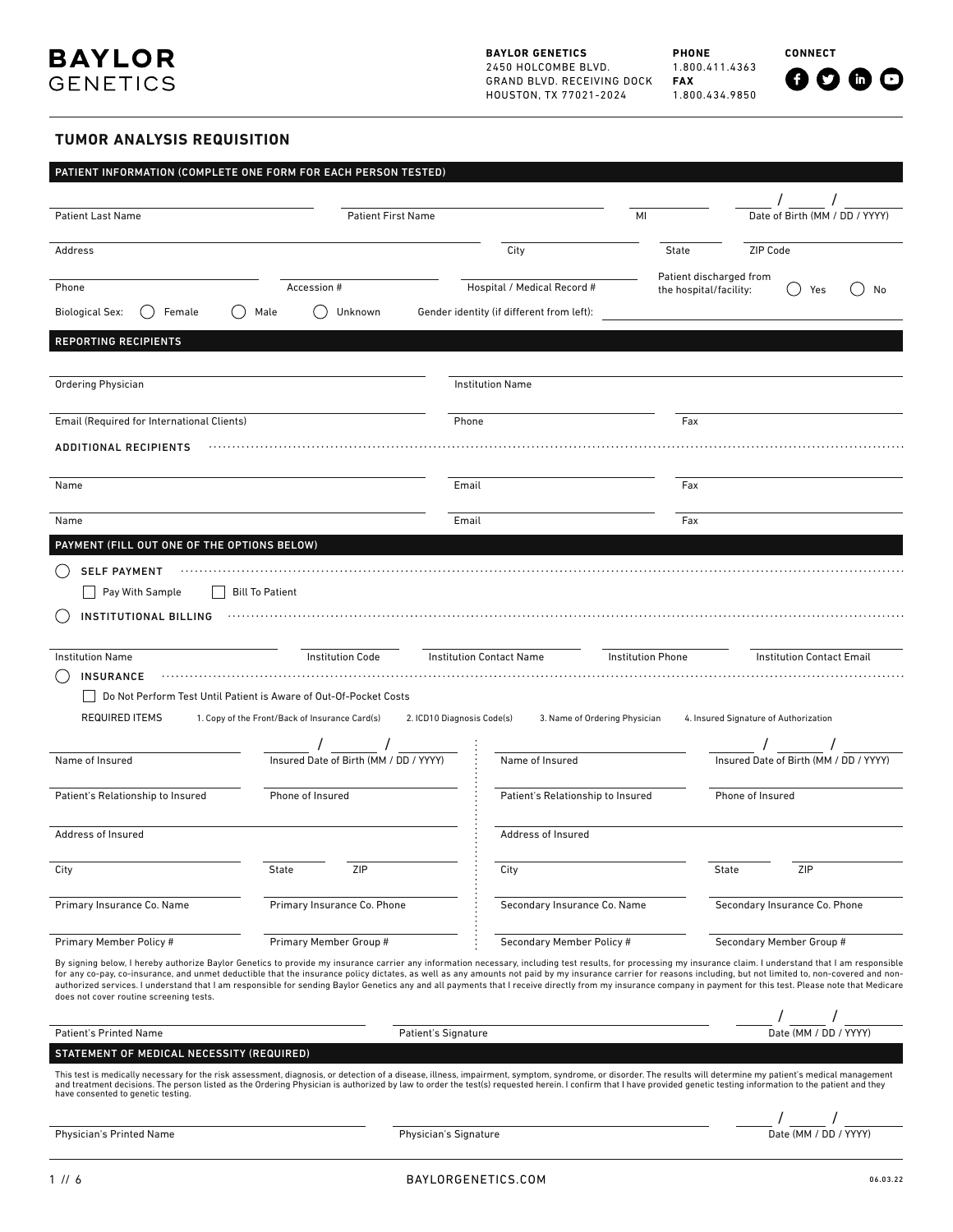# BAYLOR GENETICS

**BAYLOR GENETICS**
2450 HOLCOMBE BLVD.
GRAND BLVD. RECEIVING DOCK
HOUSTON, TX 77021-2024

**PHONE**
1.800.411.4363
**FAX**
1.800.434.9850

**CONNECT**

## TUMOR ANALYSIS REQUISITION

### PATIENT INFORMATION (COMPLETE ONE FORM FOR EACH PERSON TESTED)

Patient Last Name ____________ Patient First Name ____________ MI ____ Date of Birth (MM / DD / YYYY) ___ / ___ / ______

Address ____________ City ____________ State ____ ZIP Code ______

Phone ____________ Accession # ____________ Hospital / Medical Record # ____________ Patient discharged from the hospital/facility: ◯ Yes ◯ No

Biological Sex: ◯ Female ◯ Male ◯ Unknown Gender identity (if different from left): ____________

### REPORTING RECIPIENTS

Ordering Physician ____________ Institution Name ____________

Email (Required for International Clients) ____________ Phone ____________ Fax ____________

ADDITIONAL RECIPIENTS

Name ____________ Email ____________ Fax ____________

Name ____________ Email ____________ Fax ____________

### PAYMENT (FILL OUT ONE OF THE OPTIONS BELOW)

◯ **SELF PAYMENT**

☐ Pay With Sample ☐ Bill To Patient

◯ **INSTITUTIONAL BILLING**

Institution Name ____________ Institution Code ____________ Institution Contact Name ____________ Institution Phone ____________ Institution Contact Email ____________

◯ **INSURANCE**

☐ Do Not Perform Test Until Patient is Aware of Out-Of-Pocket Costs

REQUIRED ITEMS 1. Copy of the Front/Back of Insurance Card(s) 2. ICD10 Diagnosis Code(s) 3. Name of Ordering Physician 4. Insured Signature of Authorization

Name of Insured ____________ Insured Date of Birth (MM / DD / YYYY) ___ / ___ / ______

Patient's Relationship to Insured ____________ Phone of Insured ____________

Address of Insured ____________

City ____________ State ____ ZIP ______

Primary Insurance Co. Name ____________ Primary Insurance Co. Phone ____________

Primary Member Policy # ____________ Primary Member Group # ____________

Name of Insured ____________ Insured Date of Birth (MM / DD / YYYY) ___ / ___ / ______

Patient's Relationship to Insured ____________ Phone of Insured ____________

Address of Insured ____________

City ____________ State ____ ZIP ______

Secondary Insurance Co. Name ____________ Secondary Insurance Co. Phone ____________

Secondary Member Policy # ____________ Secondary Member Group # ____________

By signing below, I hereby authorize Baylor Genetics to provide my insurance carrier any information necessary, including test results, for processing my insurance claim. I understand that I am responsible for any co-pay, co-insurance, and unmet deductible that the insurance policy dictates, as well as any amounts not paid by my insurance carrier for reasons including, but not limited to, non-covered and non-authorized services. I understand that I am responsible for sending Baylor Genetics any and all payments that I receive directly from my insurance company in payment for this test. Please note that Medicare does not cover routine screening tests.

Patient's Printed Name ____________ Patient's Signature ____________ Date (MM / DD / YYYY) ___ / ___ / ______

### STATEMENT OF MEDICAL NECESSITY (REQUIRED)

This test is medically necessary for the risk assessment, diagnosis, or detection of a disease, illness, impairment, symptom, syndrome, or disorder. The results will determine my patient's medical management and treatment decisions. The person listed as the Ordering Physician is authorized by law to order the test(s) requested herein. I confirm that I have provided genetic testing information to the patient and they have consented to genetic testing.

Physician's Printed Name ____________ Physician's Signature ____________ Date (MM / DD / YYYY) ___ / ___ / ______

BAYLORGENETICS.COM

06.03.22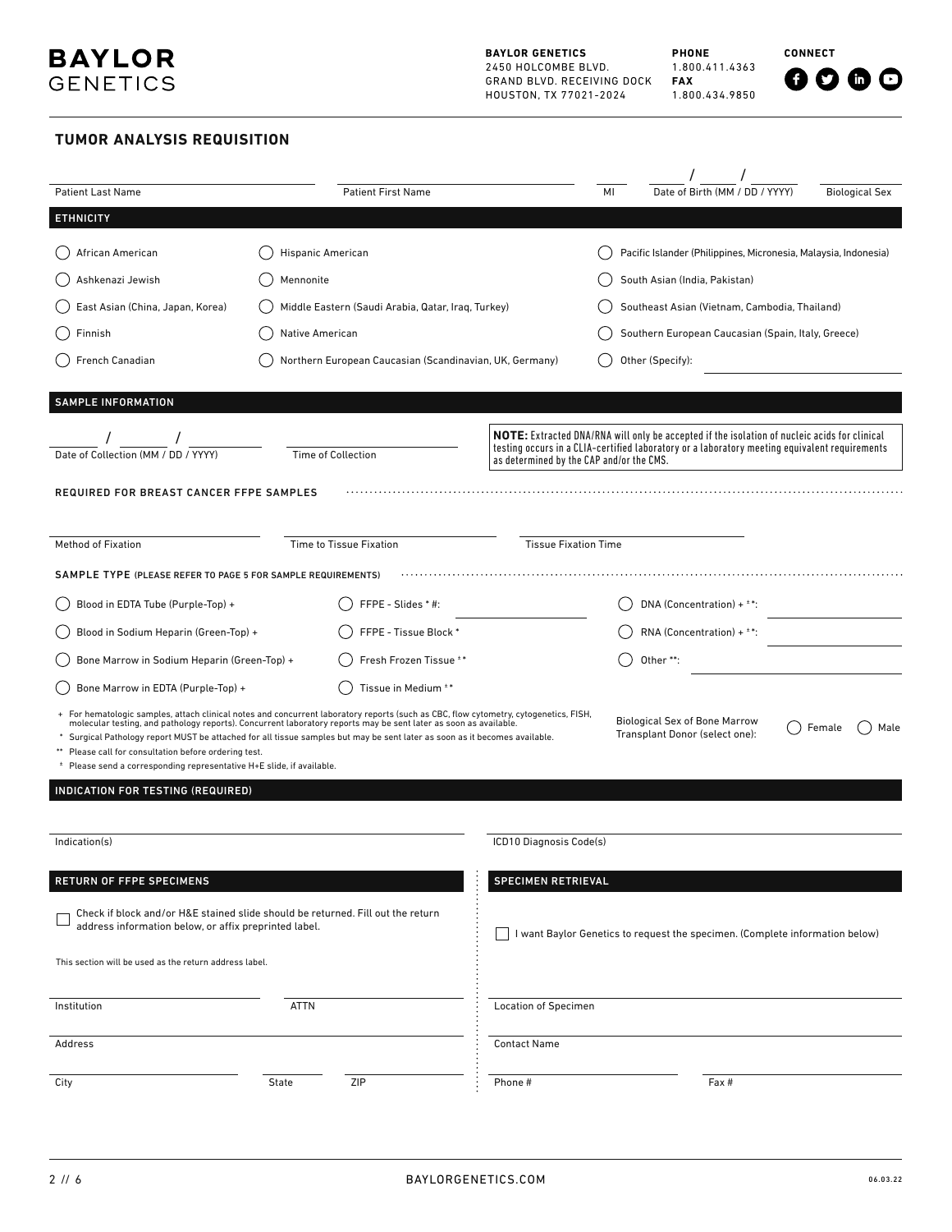**BAYLOR GENETICS**

**BAYLOR GENETICS**
2450 HOLCOMBE BLVD.
GRAND BLVD. RECEIVING DOCK
HOUSTON, TX 77021-2024

**PHONE**
1.800.411.4363
**FAX**
1.800.434.9850

**CONNECT**

## TUMOR ANALYSIS REQUISITION

Patient Last Name ______ Patient First Name ______ MI ______ Date of Birth (MM / DD / YYYY) ___ / ___ / ___ Biological Sex ______

### ETHNICITY

- ◯ African American
- ◯ Ashkenazi Jewish
- ◯ East Asian (China, Japan, Korea)
- ◯ Finnish
- ◯ French Canadian
- ◯ Hispanic American
- ◯ Mennonite
- ◯ Middle Eastern (Saudi Arabia, Qatar, Iraq, Turkey)
- ◯ Native American
- ◯ Northern European Caucasian (Scandinavian, UK, Germany)
- ◯ Pacific Islander (Philippines, Micronesia, Malaysia, Indonesia)
- ◯ South Asian (India, Pakistan)
- ◯ Southeast Asian (Vietnam, Cambodia, Thailand)
- ◯ Southern European Caucasian (Spain, Italy, Greece)
- ◯ Other (Specify): ______

### SAMPLE INFORMATION

Date of Collection (MM / DD / YYYY) ___ / ___ / ___ Time of Collection ______

**NOTE:** Extracted DNA/RNA will only be accepted if the isolation of nucleic acids for clinical testing occurs in a CLIA-certified laboratory or a laboratory meeting equivalent requirements as determined by the CAP and/or the CMS.

REQUIRED FOR BREAST CANCER FFPE SAMPLES

Method of Fixation ______ Time to Tissue Fixation ______ Tissue Fixation Time ______

SAMPLE TYPE (PLEASE REFER TO PAGE 5 FOR SAMPLE REQUIREMENTS)

- ◯ Blood in EDTA Tube (Purple-Top) +
- ◯ Blood in Sodium Heparin (Green-Top) +
- ◯ Bone Marrow in Sodium Heparin (Green-Top) +
- ◯ Bone Marrow in EDTA (Purple-Top) +
- ◯ FFPE - Slides * #: ______
- ◯ FFPE - Tissue Block *
- ◯ Fresh Frozen Tissue ±*
- ◯ Tissue in Medium ±*
- ◯ DNA (Concentration) + ±*: ______
- ◯ RNA (Concentration) + ±*: ______
- ◯ Other **: ______

\+ For hematologic samples, attach clinical notes and concurrent laboratory reports (such as CBC, flow cytometry, cytogenetics, FISH, molecular testing, and pathology reports). Concurrent laboratory reports may be sent later as soon as available.
\* Surgical Pathology report MUST be attached for all tissue samples but may be sent later as soon as it becomes available.
\*\* Please call for consultation before ordering test.
± Please send a corresponding representative H+E slide, if available.

Biological Sex of Bone Marrow Transplant Donor (select one): ◯ Female ◯ Male

### INDICATION FOR TESTING (REQUIRED)

Indication(s) ______ ICD10 Diagnosis Code(s) ______

### RETURN OF FFPE SPECIMENS

☐ Check if block and/or H&E stained slide should be returned. Fill out the return address information below, or affix preprinted label.

This section will be used as the return address label.

Institution ______ ATTN ______

Address ______

City ______ State ______ ZIP ______

### SPECIMEN RETRIEVAL

☐ I want Baylor Genetics to request the specimen. (Complete information below)

Location of Specimen ______

Contact Name ______

Phone # ______ Fax # ______

06.03.22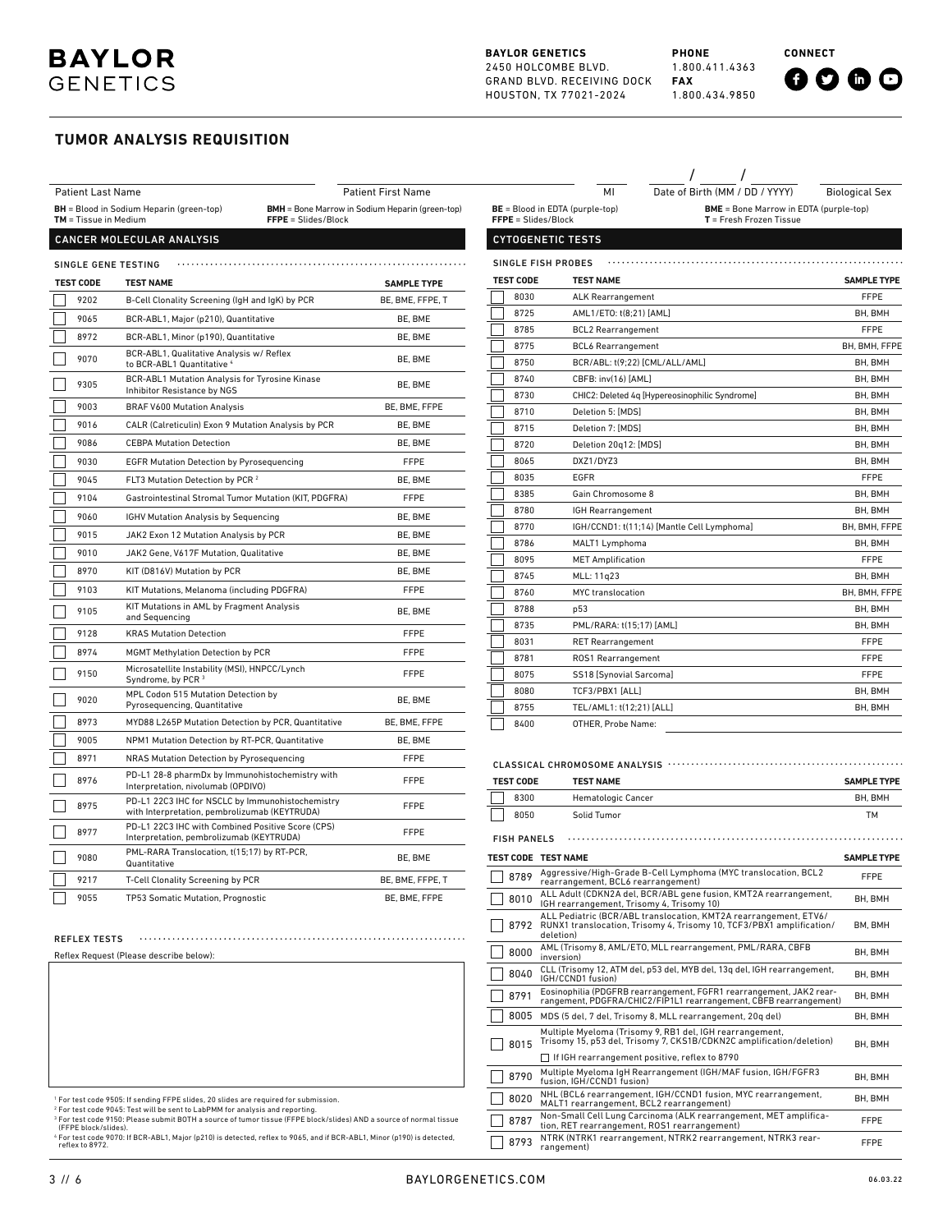# BAYLOR GENETICS

**BAYLOR GENETICS**
2450 HOLCOMBE BLVD.
GRAND BLVD. RECEIVING DOCK
HOUSTON, TX 77021-2024

**PHONE**
1.800.411.4363
**FAX**
1.800.434.9850

**CONNECT**

## TUMOR ANALYSIS REQUISITION

Patient Last Name ____ Patient First Name ____ MI ____ Date of Birth (MM / DD / YYYY) ___/___/___ Biological Sex ____

**BH** = Blood in Sodium Heparin (green-top)
**TM** = Tissue in Medium
**BMH** = Bone Marrow in Sodium Heparin (green-top)
**FFPE** = Slides/Block
**BE** = Blood in EDTA (purple-top)
**FFPE** = Slides/Block
**BME** = Bone Marrow in EDTA (purple-top)
**T** = Fresh Frozen Tissue

### CANCER MOLECULAR ANALYSIS

#### SINGLE GENE TESTING

| | TEST CODE | TEST NAME | SAMPLE TYPE |
|---|---|---|---|
| ☐ | 9202 | B-Cell Clonality Screening (IgH and IgK) by PCR | BE, BME, FFPE, T |
| ☐ | 9065 | BCR-ABL1, Major (p210), Quantitative | BE, BME |
| ☐ | 8972 | BCR-ABL1, Minor (p190), Quantitative | BE, BME |
| ☐ | 9070 | BCR-ABL1, Qualitative Analysis w/ Reflex to BCR-ABL1 Quantitative [4] | BE, BME |
| ☐ | 9305 | BCR-ABL1 Mutation Analysis for Tyrosine Kinase Inhibitor Resistance by NGS | BE, BME |
| ☐ | 9003 | BRAF V600 Mutation Analysis | BE, BME, FFPE |
| ☐ | 9016 | CALR (Calreticulin) Exon 9 Mutation Analysis by PCR | BE, BME |
| ☐ | 9086 | CEBPA Mutation Detection | BE, BME |
| ☐ | 9030 | EGFR Mutation Detection by Pyrosequencing | FFPE |
| ☐ | 9045 | FLT3 Mutation Detection by PCR [2] | BE, BME |
| ☐ | 9104 | Gastrointestinal Stromal Tumor Mutation (KIT, PDGFRA) | FFPE |
| ☐ | 9060 | IGHV Mutation Analysis by Sequencing | BE, BME |
| ☐ | 9015 | JAK2 Exon 12 Mutation Analysis by PCR | BE, BME |
| ☐ | 9010 | JAK2 Gene, V617F Mutation, Qualitative | BE, BME |
| ☐ | 8970 | KIT (D816V) Mutation by PCR | BE, BME |
| ☐ | 9103 | KIT Mutations, Melanoma (including PDGFRA) | FFPE |
| ☐ | 9105 | KIT Mutations in AML by Fragment Analysis and Sequencing | BE, BME |
| ☐ | 9128 | KRAS Mutation Detection | FFPE |
| ☐ | 8974 | MGMT Methylation Detection by PCR | FFPE |
| ☐ | 9150 | Microsatellite Instability (MSI), HNPCC/Lynch Syndrome, by PCR [3] | FFPE |
| ☐ | 9020 | MPL Codon 515 Mutation Detection by Pyrosequencing, Quantitative | BE, BME |
| ☐ | 8973 | MYD88 L265P Mutation Detection by PCR, Quantitative | BE, BME, FFPE |
| ☐ | 9005 | NPM1 Mutation Detection by RT-PCR, Quantitative | BE, BME |
| ☐ | 8971 | NRAS Mutation Detection by Pyrosequencing | FFPE |
| ☐ | 8976 | PD-L1 28-8 pharmDx by Immunohistochemistry with Interpretation, nivolumab (OPDIVO) | FFPE |
| ☐ | 8975 | PD-L1 22C3 IHC for NSCLC by Immunohistochemistry with Interpretation, pembrolizumab (KEYTRUDA) | FFPE |
| ☐ | 8977 | PD-L1 22C3 IHC with Combined Positive Score (CPS) Interpretation, pembrolizumab (KEYTRUDA) | FFPE |
| ☐ | 9080 | PML-RARA Translocation, t(15;17) by RT-PCR, Quantitative | BE, BME |
| ☐ | 9217 | T-Cell Clonality Screening by PCR | BE, BME, FFPE, T |
| ☐ | 9055 | TP53 Somatic Mutation, Prognostic | BE, BME, FFPE |

#### REFLEX TESTS

Reflex Request (Please describe below):

[1] For test code 9505: If sending FFPE slides, 20 slides are required for submission.
[2] For test code 9045: Test will be sent to LabPMM for analysis and reporting.
[3] For test code 9150: Please submit BOTH a source of tumor tissue (FFPE block/slides) AND a source of normal tissue (FFPE block/slides).
[4] For test code 9070: If BCR-ABL1, Major (p210) is detected, reflex to 9065, and if BCR-ABL1, Minor (p190) is detected, reflex to 8972.

### CYTOGENETIC TESTS

#### SINGLE FISH PROBES

| | TEST CODE | TEST NAME | SAMPLE TYPE |
|---|---|---|---|
| ☐ | 8030 | ALK Rearrangement | FFPE |
| ☐ | 8725 | AML1/ETO: t(8;21) [AML] | BH, BMH |
| ☐ | 8785 | BCL2 Rearrangement | FFPE |
| ☐ | 8775 | BCL6 Rearrangement | BH, BMH, FFPE |
| ☐ | 8750 | BCR/ABL: t(9;22) [CML/ALL/AML] | BH, BMH |
| ☐ | 8740 | CBFB: inv(16) [AML] | BH, BMH |
| ☐ | 8730 | CHIC2: Deleted 4q [Hypereosinophilic Syndrome] | BH, BMH |
| ☐ | 8710 | Deletion 5: [MDS] | BH, BMH |
| ☐ | 8715 | Deletion 7: [MDS] | BH, BMH |
| ☐ | 8720 | Deletion 20q12: [MDS] | BH, BMH |
| ☐ | 8065 | DXZ1/DYZ3 | BH, BMH |
| ☐ | 8035 | EGFR | FFPE |
| ☐ | 8385 | Gain Chromosome 8 | BH, BMH |
| ☐ | 8780 | IGH Rearrangement | BH, BMH |
| ☐ | 8770 | IGH/CCND1: t(11;14) [Mantle Cell Lymphoma] | BH, BMH, FFPE |
| ☐ | 8786 | MALT1 Lymphoma | BH, BMH |
| ☐ | 8095 | MET Amplification | FFPE |
| ☐ | 8745 | MLL: 11q23 | BH, BMH |
| ☐ | 8760 | MYC translocation | BH, BMH, FFPE |
| ☐ | 8788 | p53 | BH, BMH |
| ☐ | 8735 | PML/RARA: t(15;17) [AML] | BH, BMH |
| ☐ | 8031 | RET Rearrangement | FFPE |
| ☐ | 8781 | ROS1 Rearrangement | FFPE |
| ☐ | 8075 | SS18 [Synovial Sarcoma] | FFPE |
| ☐ | 8080 | TCF3/PBX1 [ALL] | BH, BMH |
| ☐ | 8755 | TEL/AML1: t(12;21) [ALL] | BH, BMH |
| ☐ | 8400 | OTHER, Probe Name: ____ | |

#### CLASSICAL CHROMOSOME ANALYSIS

| | TEST CODE | TEST NAME | SAMPLE TYPE |
|---|---|---|---|
| ☐ | 8300 | Hematologic Cancer | BH, BMH |
| ☐ | 8050 | Solid Tumor | TM |

#### FISH PANELS

| | TEST CODE | TEST NAME | SAMPLE TYPE |
|---|---|---|---|
| ☐ | 8789 | Aggressive/High-Grade B-Cell Lymphoma (MYC translocation, BCL2 rearrangement, BCL6 rearrangement) | FFPE |
| ☐ | 8010 | ALL Adult (CDKN2A del, BCR/ABL gene fusion, KMT2A rearrangement, IGH rearrangement, Trisomy 4, Trisomy 10) | BH, BMH |
| ☐ | 8792 | ALL Pediatric (BCR/ABL translocation, KMT2A rearrangement, ETV6/RUNX1 translocation, Trisomy 4, Trisomy 10, TCF3/PBX1 amplification/deletion) | BM, BMH |
| ☐ | 8000 | AML (Trisomy 8, AML/ETO, MLL rearrangement, PML/RARA, CBFB inversion) | BH, BMH |
| ☐ | 8040 | CLL (Trisomy 12, ATM del, p53 del, MYB del, 13q del, IGH rearrangement, IGH/CCND1 fusion) | BH, BMH |
| ☐ | 8791 | Eosinophilia (PDGFRB rearrangement, FGFR1 rearrangement, JAK2 rearrangement, PDGFRA/CHIC2/FIP1L1 rearrangement, CBFB rearrangement) | BH, BMH |
| ☐ | 8005 | MDS (5 del, 7 del, Trisomy 8, MLL rearrangement, 20q del) | BH, BMH |
| ☐ | 8015 | Multiple Myeloma (Trisomy 9, RB1 del, IGH rearrangement, Trisomy 15, p53 del, Trisomy 7, CKS1B/CDKN2C amplification/deletion) ☐ If IGH rearrangement positive, reflex to 8790 | BH, BMH |
| ☐ | 8790 | Multiple Myeloma IgH Rearrangement (IGH/MAF fusion, IGH/FGFR3 fusion, IGH/CCND1 fusion) | BH, BMH |
| ☐ | 8020 | NHL (BCL6 rearrangement, IGH/CCND1 fusion, MYC rearrangement, MALT1 rearrangement, BCL2 rearrangement) | BH, BMH |
| ☐ | 8787 | Non-Small Cell Lung Carcinoma (ALK rearrangement, MET amplification, RET rearrangement, ROS1 rearrangement) | FFPE |
| ☐ | 8793 | NTRK (NTRK1 rearrangement, NTRK2 rearrangement, NTRK3 rearrangement) | FFPE |

BAYLORGENETICS.COM

06.03.22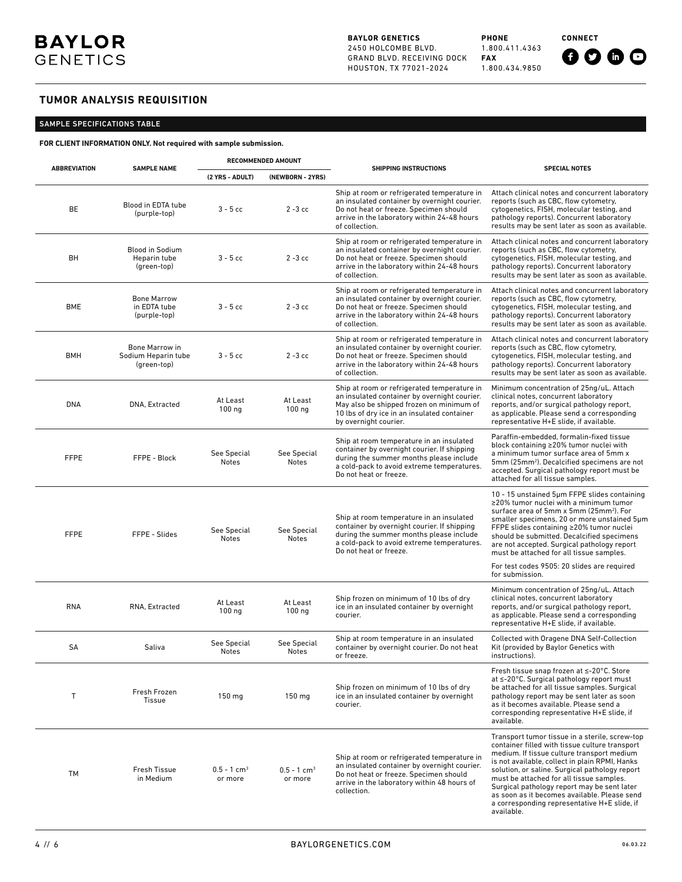# TUMOR ANALYSIS REQUISITION

## SAMPLE SPECIFICATIONS TABLE

**FOR CLIENT INFORMATION ONLY. Not required with sample submission.**

| ABBREVIATION | SAMPLE NAME | RECOMMENDED AMOUNT | | SHIPPING INSTRUCTIONS | SPECIAL NOTES |
|---|---|---|---|---|---|
| | | (2 YRS - ADULT) | (NEWBORN - 2YRS) | | |
| BE | Blood in EDTA tube (purple-top) | 3 - 5 cc | 2 -3 cc | Ship at room or refrigerated temperature in an insulated container by overnight courier. Do not heat or freeze. Specimen should arrive in the laboratory within 24-48 hours of collection. | Attach clinical notes and concurrent laboratory reports (such as CBC, flow cytometry, cytogenetics, FISH, molecular testing, and pathology reports). Concurrent laboratory results may be sent later as soon as available. |
| BH | Blood in Sodium Heparin tube (green-top) | 3 - 5 cc | 2 -3 cc | Ship at room or refrigerated temperature in an insulated container by overnight courier. Do not heat or freeze. Specimen should arrive in the laboratory within 24-48 hours of collection. | Attach clinical notes and concurrent laboratory reports (such as CBC, flow cytometry, cytogenetics, FISH, molecular testing, and pathology reports). Concurrent laboratory results may be sent later as soon as available. |
| BME | Bone Marrow in EDTA tube (purple-top) | 3 - 5 cc | 2 -3 cc | Ship at room or refrigerated temperature in an insulated container by overnight courier. Do not heat or freeze. Specimen should arrive in the laboratory within 24-48 hours of collection. | Attach clinical notes and concurrent laboratory reports (such as CBC, flow cytometry, cytogenetics, FISH, molecular testing, and pathology reports). Concurrent laboratory results may be sent later as soon as available. |
| BMH | Bone Marrow in Sodium Heparin tube (green-top) | 3 - 5 cc | 2 -3 cc | Ship at room or refrigerated temperature in an insulated container by overnight courier. Do not heat or freeze. Specimen should arrive in the laboratory within 24-48 hours of collection. | Attach clinical notes and concurrent laboratory reports (such as CBC, flow cytometry, cytogenetics, FISH, molecular testing, and pathology reports). Concurrent laboratory results may be sent later as soon as available. |
| DNA | DNA, Extracted | At Least 100 ng | At Least 100 ng | Ship at room or refrigerated temperature in an insulated container by overnight courier. May also be shipped frozen on minimum of 10 lbs of dry ice in an insulated container by overnight courier. | Minimum concentration of 25ng/uL. Attach clinical notes, concurrent laboratory reports, and/or surgical pathology report, as applicable. Please send a corresponding representative H+E slide, if available. |
| FFPE | FFPE - Block | See Special Notes | See Special Notes | Ship at room temperature in an insulated container by overnight courier. If shipping during the summer months please include a cold-pack to avoid extreme temperatures. Do not heat or freeze. | Paraffin-embedded, formalin-fixed tissue block containing ≥20% tumor nuclei with a minimum tumor surface area of 5mm x 5mm (25mm$^2$). Decalcified specimens are not accepted. Surgical pathology report must be attached for all tissue samples. |
| FFPE | FFPE - Slides | See Special Notes | See Special Notes | Ship at room temperature in an insulated container by overnight courier. If shipping during the summer months please include a cold-pack to avoid extreme temperatures. Do not heat or freeze. | 10 - 15 unstained 5μm FFPE slides containing ≥20% tumor nuclei with a minimum tumor surface area of 5mm x 5mm (25mm$^2$). For smaller specimens, 20 or more unstained 5μm FFPE slides containing ≥20% tumor nuclei should be submitted. Decalcified specimens are not accepted. Surgical pathology report must be attached for all tissue samples. For test codes 9505: 20 slides are required for submission. |
| RNA | RNA, Extracted | At Least 100 ng | At Least 100 ng | Ship frozen on minimum of 10 lbs of dry ice in an insulated container by overnight courier. | Minimum concentration of 25ng/uL. Attach clinical notes, concurrent laboratory reports, and/or surgical pathology report, as applicable. Please send a corresponding representative H+E slide, if available. |
| SA | Saliva | See Special Notes | See Special Notes | Ship at room temperature in an insulated container by overnight courier. Do not heat or freeze. | Collected with Oragene DNA Self-Collection Kit (provided by Baylor Genetics with instructions). |
| T | Fresh Frozen Tissue | 150 mg | 150 mg | Ship frozen on minimum of 10 lbs of dry ice in an insulated container by overnight courier. | Fresh tissue snap frozen at ≤-20°C. Store at ≤-20°C. Surgical pathology report must be attached for all tissue samples. Surgical pathology report may be sent later as soon as it becomes available. Please send a corresponding representative H+E slide, if available. |
| TM | Fresh Tissue in Medium | 0.5 - 1 cm$^3$ or more | 0.5 - 1 cm$^3$ or more | Ship at room or refrigerated temperature in an insulated container by overnight courier. Do not heat or freeze. Specimen should arrive in the laboratory within 48 hours of collection. | Transport tumor tissue in a sterile, screw-top container filled with tissue culture transport medium. If tissue culture transport medium is not available, collect in plain RPMI, Hanks solution, or saline. Surgical pathology report must be attached for all tissue samples. Surgical pathology report may be sent later as soon as it becomes available. Please send a corresponding representative H+E slide, if available. |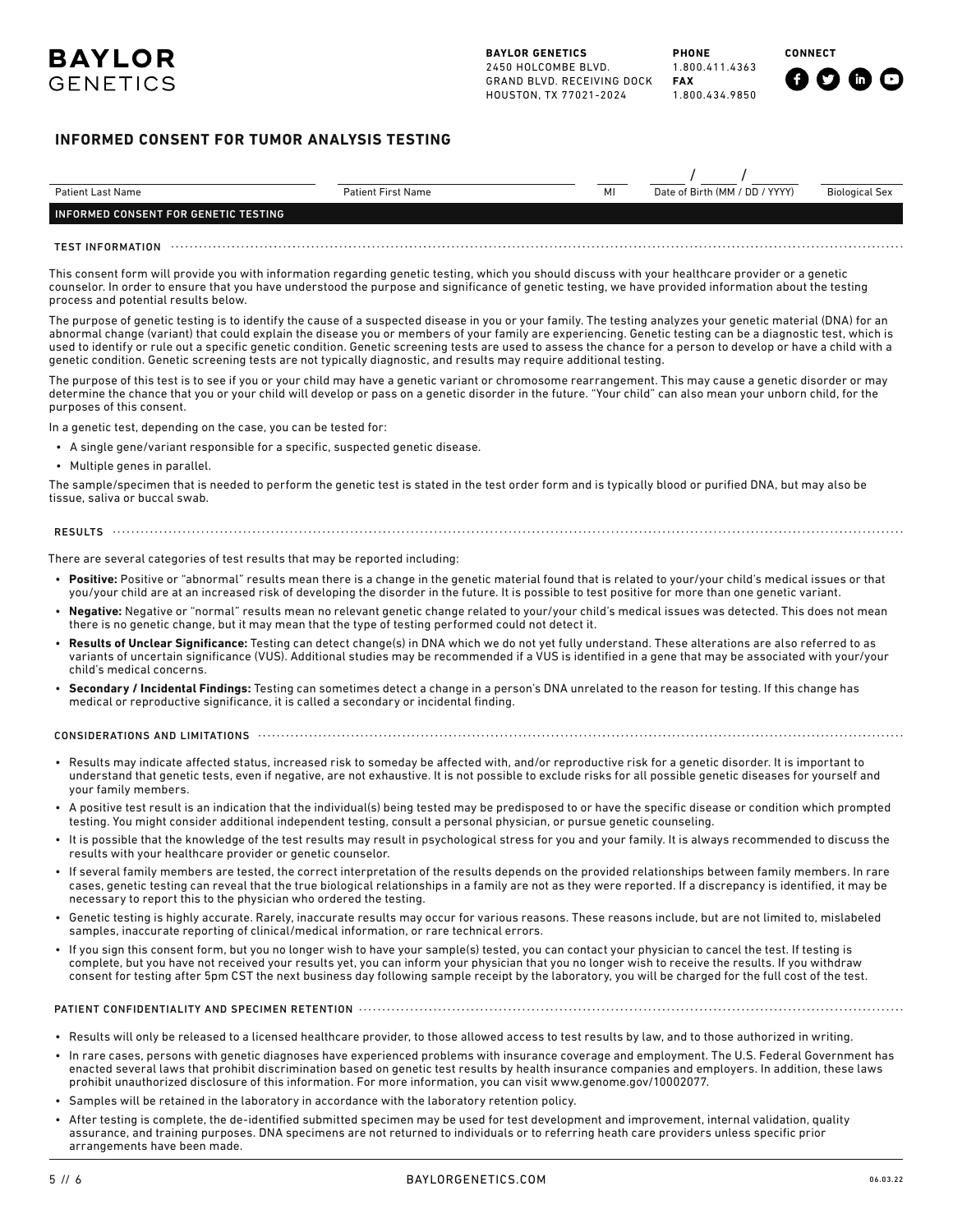BAYLOR GENETICS

**BAYLOR GENETICS**
2450 HOLCOMBE BLVD.
GRAND BLVD. RECEIVING DOCK
HOUSTON, TX 77021-2024

**PHONE**
1.800.411.4363
**FAX**
1.800.434.9850

**CONNECT**

## INFORMED CONSENT FOR TUMOR ANALYSIS TESTING

| Patient Last Name | Patient First Name | MI | Date of Birth (MM / DD / YYYY) | Biological Sex |
|---|---|---|---|---|
| | | | / / | |

### INFORMED CONSENT FOR GENETIC TESTING

#### TEST INFORMATION

This consent form will provide you with information regarding genetic testing, which you should discuss with your healthcare provider or a genetic counselor. In order to ensure that you have understood the purpose and significance of genetic testing, we have provided information about the testing process and potential results below.

The purpose of genetic testing is to identify the cause of a suspected disease in you or your family. The testing analyzes your genetic material (DNA) for an abnormal change (variant) that could explain the disease you or members of your family are experiencing. Genetic testing can be a diagnostic test, which is used to identify or rule out a specific genetic condition. Genetic screening tests are used to assess the chance for a person to develop or have a child with a genetic condition. Genetic screening tests are not typically diagnostic, and results may require additional testing.

The purpose of this test is to see if you or your child may have a genetic variant or chromosome rearrangement. This may cause a genetic disorder or may determine the chance that you or your child will develop or pass on a genetic disorder in the future. "Your child" can also mean your unborn child, for the purposes of this consent.

In a genetic test, depending on the case, you can be tested for:

- A single gene/variant responsible for a specific, suspected genetic disease.
- Multiple genes in parallel.

The sample/specimen that is needed to perform the genetic test is stated in the test order form and is typically blood or purified DNA, but may also be tissue, saliva or buccal swab.

#### RESULTS

There are several categories of test results that may be reported including:

- **Positive:** Positive or "abnormal" results mean there is a change in the genetic material found that is related to your/your child's medical issues or that you/your child are at an increased risk of developing the disorder in the future. It is possible to test positive for more than one genetic variant.
- **Negative:** Negative or "normal" results mean no relevant genetic change related to your/your child's medical issues was detected. This does not mean there is no genetic change, but it may mean that the type of testing performed could not detect it.
- **Results of Unclear Significance:** Testing can detect change(s) in DNA which we do not yet fully understand. These alterations are also referred to as variants of uncertain significance (VUS). Additional studies may be recommended if a VUS is identified in a gene that may be associated with your/your child's medical concerns.
- **Secondary / Incidental Findings:** Testing can sometimes detect a change in a person's DNA unrelated to the reason for testing. If this change has medical or reproductive significance, it is called a secondary or incidental finding.

#### CONSIDERATIONS AND LIMITATIONS

- Results may indicate affected status, increased risk to someday be affected with, and/or reproductive risk for a genetic disorder. It is important to understand that genetic tests, even if negative, are not exhaustive. It is not possible to exclude risks for all possible genetic diseases for yourself and your family members.
- A positive test result is an indication that the individual(s) being tested may be predisposed to or have the specific disease or condition which prompted testing. You might consider additional independent testing, consult a personal physician, or pursue genetic counseling.
- It is possible that the knowledge of the test results may result in psychological stress for you and your family. It is always recommended to discuss the results with your healthcare provider or genetic counselor.
- If several family members are tested, the correct interpretation of the results depends on the provided relationships between family members. In rare cases, genetic testing can reveal that the true biological relationships in a family are not as they were reported. If a discrepancy is identified, it may be necessary to report this to the physician who ordered the testing.
- Genetic testing is highly accurate. Rarely, inaccurate results may occur for various reasons. These reasons include, but are not limited to, mislabeled samples, inaccurate reporting of clinical/medical information, or rare technical errors.
- If you sign this consent form, but you no longer wish to have your sample(s) tested, you can contact your physician to cancel the test. If testing is complete, but you have not received your results yet, you can inform your physician that you no longer wish to receive the results. If you withdraw consent for testing after 5pm CST the next business day following sample receipt by the laboratory, you will be charged for the full cost of the test.

#### PATIENT CONFIDENTIALITY AND SPECIMEN RETENTION

- Results will only be released to a licensed healthcare provider, to those allowed access to test results by law, and to those authorized in writing.
- In rare cases, persons with genetic diagnoses have experienced problems with insurance coverage and employment. The U.S. Federal Government has enacted several laws that prohibit discrimination based on genetic test results by health insurance companies and employers. In addition, these laws prohibit unauthorized disclosure of this information. For more information, you can visit www.genome.gov/10002077.
- Samples will be retained in the laboratory in accordance with the laboratory retention policy.
- After testing is complete, the de-identified submitted specimen may be used for test development and improvement, internal validation, quality assurance, and training purposes. DNA specimens are not returned to individuals or to referring heath care providers unless specific prior arrangements have been made.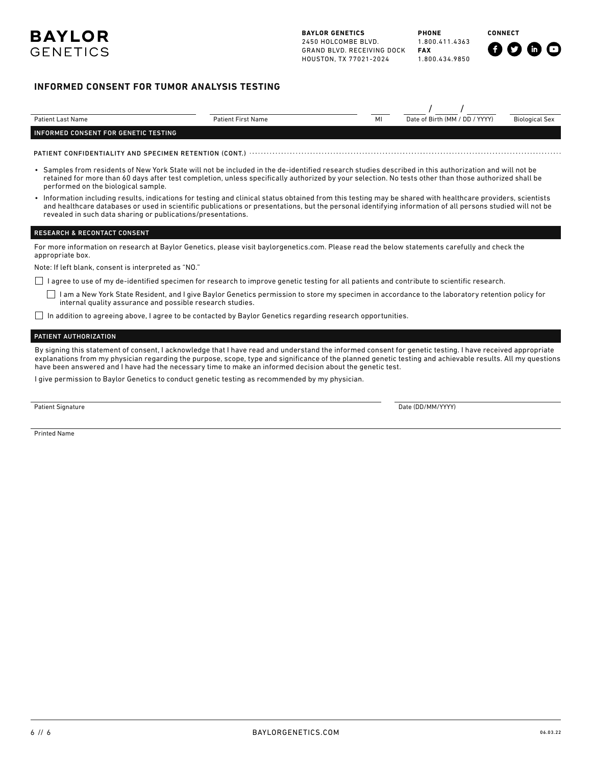**BAYLOR GENETICS**

**BAYLOR GENETICS**
2450 HOLCOMBE BLVD.
GRAND BLVD. RECEIVING DOCK
HOUSTON, TX 77021-2024

**PHONE**
1.800.411.4363
**FAX**
1.800.434.9850

**CONNECT**

## INFORMED CONSENT FOR TUMOR ANALYSIS TESTING

Patient Last Name ____________ Patient First Name ____________ MI ____ Date of Birth (MM / DD / YYYY) ____ / ____ / ____ Biological Sex ____

### INFORMED CONSENT FOR GENETIC TESTING

PATIENT CONFIDENTIALITY AND SPECIMEN RETENTION (CONT.)

- Samples from residents of New York State will not be included in the de-identified research studies described in this authorization and will not be retained for more than 60 days after test completion, unless specifically authorized by your selection. No tests other than those authorized shall be performed on the biological sample.
- Information including results, indications for testing and clinical status obtained from this testing may be shared with healthcare providers, scientists and healthcare databases or used in scientific publications or presentations, but the personal identifying information of all persons studied will not be revealed in such data sharing or publications/presentations.

### RESEARCH & RECONTACT CONSENT

For more information on research at Baylor Genetics, please visit baylorgenetics.com. Please read the below statements carefully and check the appropriate box.

Note: If left blank, consent is interpreted as "NO."

☐ I agree to use of my de-identified specimen for research to improve genetic testing for all patients and contribute to scientific research.

- ☐ I am a New York State Resident, and I give Baylor Genetics permission to store my specimen in accordance to the laboratory retention policy for internal quality assurance and possible research studies.

☐ In addition to agreeing above, I agree to be contacted by Baylor Genetics regarding research opportunities.

### PATIENT AUTHORIZATION

By signing this statement of consent, I acknowledge that I have read and understand the informed consent for genetic testing. I have received appropriate explanations from my physician regarding the purpose, scope, type and significance of the planned genetic testing and achievable results. All my questions have been answered and I have had the necessary time to make an informed decision about the genetic test.

I give permission to Baylor Genetics to conduct genetic testing as recommended by my physician.

Patient Signature ____________________ Date (DD/MM/YYYY) ____________

Printed Name ____________________

06.03.22